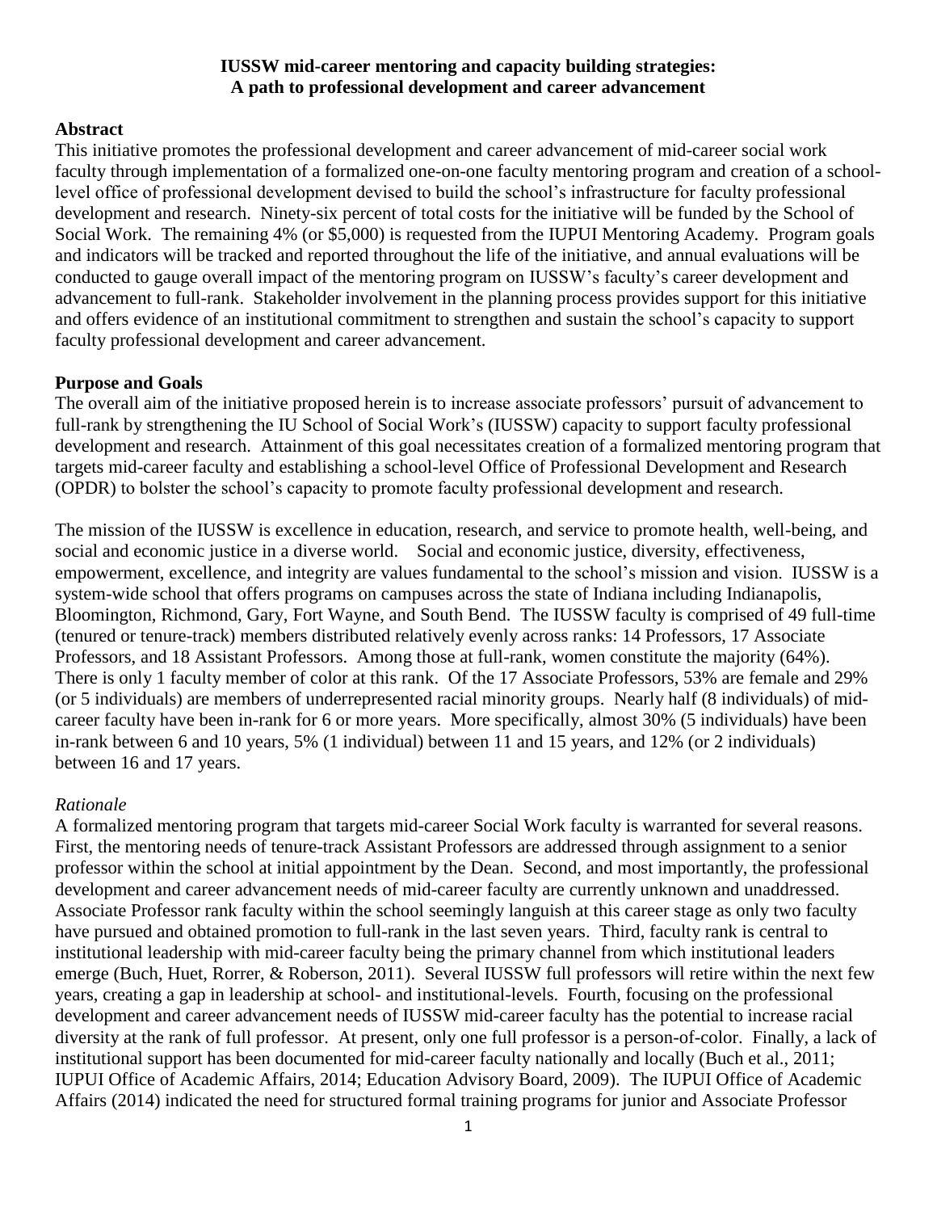**IUSSW mid-career mentoring and capacity building strategies: A path to professional development and career advancement**

## Abstract

This initiative promotes the professional development and career advancement of mid-career social work faculty through implementation of a formalized one-on-one faculty mentoring program and creation of a school-level office of professional development devised to build the school's infrastructure for faculty professional development and research. Ninety-six percent of total costs for the initiative will be funded by the School of Social Work. The remaining 4% (or $5,000) is requested from the IUPUI Mentoring Academy. Program goals and indicators will be tracked and reported throughout the life of the initiative, and annual evaluations will be conducted to gauge overall impact of the mentoring program on IUSSW's faculty's career development and advancement to full-rank. Stakeholder involvement in the planning process provides support for this initiative and offers evidence of an institutional commitment to strengthen and sustain the school's capacity to support faculty professional development and career advancement.

## Purpose and Goals

The overall aim of the initiative proposed herein is to increase associate professors' pursuit of advancement to full-rank by strengthening the IU School of Social Work's (IUSSW) capacity to support faculty professional development and research. Attainment of this goal necessitates creation of a formalized mentoring program that targets mid-career faculty and establishing a school-level Office of Professional Development and Research (OPDR) to bolster the school's capacity to promote faculty professional development and research.

The mission of the IUSSW is excellence in education, research, and service to promote health, well-being, and social and economic justice in a diverse world. Social and economic justice, diversity, effectiveness, empowerment, excellence, and integrity are values fundamental to the school's mission and vision. IUSSW is a system-wide school that offers programs on campuses across the state of Indiana including Indianapolis, Bloomington, Richmond, Gary, Fort Wayne, and South Bend. The IUSSW faculty is comprised of 49 full-time (tenured or tenure-track) members distributed relatively evenly across ranks: 14 Professors, 17 Associate Professors, and 18 Assistant Professors. Among those at full-rank, women constitute the majority (64%). There is only 1 faculty member of color at this rank. Of the 17 Associate Professors, 53% are female and 29% (or 5 individuals) are members of underrepresented racial minority groups. Nearly half (8 individuals) of mid-career faculty have been in-rank for 6 or more years. More specifically, almost 30% (5 individuals) have been in-rank between 6 and 10 years, 5% (1 individual) between 11 and 15 years, and 12% (or 2 individuals) between 16 and 17 years.

### *Rationale*

A formalized mentoring program that targets mid-career Social Work faculty is warranted for several reasons. First, the mentoring needs of tenure-track Assistant Professors are addressed through assignment to a senior professor within the school at initial appointment by the Dean. Second, and most importantly, the professional development and career advancement needs of mid-career faculty are currently unknown and unaddressed. Associate Professor rank faculty within the school seemingly languish at this career stage as only two faculty have pursued and obtained promotion to full-rank in the last seven years. Third, faculty rank is central to institutional leadership with mid-career faculty being the primary channel from which institutional leaders emerge (Buch, Huet, Rorrer, & Roberson, 2011). Several IUSSW full professors will retire within the next few years, creating a gap in leadership at school- and institutional-levels. Fourth, focusing on the professional development and career advancement needs of IUSSW mid-career faculty has the potential to increase racial diversity at the rank of full professor. At present, only one full professor is a person-of-color. Finally, a lack of institutional support has been documented for mid-career faculty nationally and locally (Buch et al., 2011; IUPUI Office of Academic Affairs, 2014; Education Advisory Board, 2009). The IUPUI Office of Academic Affairs (2014) indicated the need for structured formal training programs for junior and Associate Professor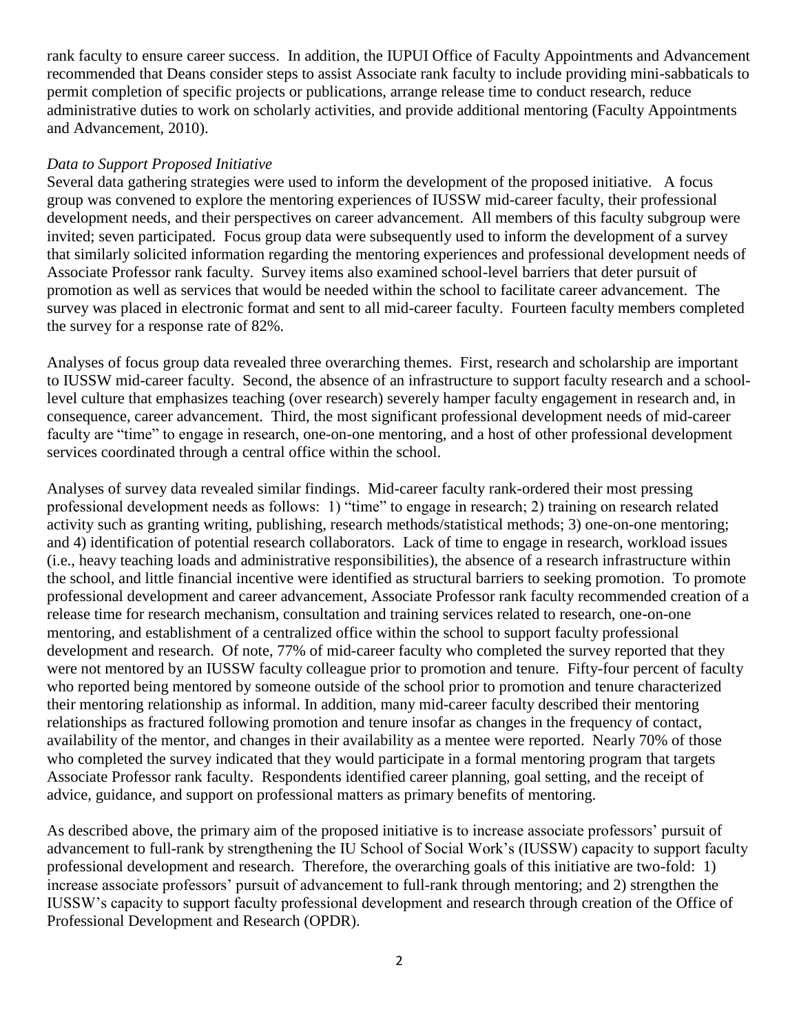rank faculty to ensure career success. In addition, the IUPUI Office of Faculty Appointments and Advancement recommended that Deans consider steps to assist Associate rank faculty to include providing mini-sabbaticals to permit completion of specific projects or publications, arrange release time to conduct research, reduce administrative duties to work on scholarly activities, and provide additional mentoring (Faculty Appointments and Advancement, 2010).

*Data to Support Proposed Initiative*

Several data gathering strategies were used to inform the development of the proposed initiative. A focus group was convened to explore the mentoring experiences of IUSSW mid-career faculty, their professional development needs, and their perspectives on career advancement. All members of this faculty subgroup were invited; seven participated. Focus group data were subsequently used to inform the development of a survey that similarly solicited information regarding the mentoring experiences and professional development needs of Associate Professor rank faculty. Survey items also examined school-level barriers that deter pursuit of promotion as well as services that would be needed within the school to facilitate career advancement. The survey was placed in electronic format and sent to all mid-career faculty. Fourteen faculty members completed the survey for a response rate of 82%.

Analyses of focus group data revealed three overarching themes. First, research and scholarship are important to IUSSW mid-career faculty. Second, the absence of an infrastructure to support faculty research and a school-level culture that emphasizes teaching (over research) severely hamper faculty engagement in research and, in consequence, career advancement. Third, the most significant professional development needs of mid-career faculty are "time" to engage in research, one-on-one mentoring, and a host of other professional development services coordinated through a central office within the school.

Analyses of survey data revealed similar findings. Mid-career faculty rank-ordered their most pressing professional development needs as follows: 1) "time" to engage in research; 2) training on research related activity such as granting writing, publishing, research methods/statistical methods; 3) one-on-one mentoring; and 4) identification of potential research collaborators. Lack of time to engage in research, workload issues (i.e., heavy teaching loads and administrative responsibilities), the absence of a research infrastructure within the school, and little financial incentive were identified as structural barriers to seeking promotion. To promote professional development and career advancement, Associate Professor rank faculty recommended creation of a release time for research mechanism, consultation and training services related to research, one-on-one mentoring, and establishment of a centralized office within the school to support faculty professional development and research. Of note, 77% of mid-career faculty who completed the survey reported that they were not mentored by an IUSSW faculty colleague prior to promotion and tenure. Fifty-four percent of faculty who reported being mentored by someone outside of the school prior to promotion and tenure characterized their mentoring relationship as informal. In addition, many mid-career faculty described their mentoring relationships as fractured following promotion and tenure insofar as changes in the frequency of contact, availability of the mentor, and changes in their availability as a mentee were reported. Nearly 70% of those who completed the survey indicated that they would participate in a formal mentoring program that targets Associate Professor rank faculty. Respondents identified career planning, goal setting, and the receipt of advice, guidance, and support on professional matters as primary benefits of mentoring.

As described above, the primary aim of the proposed initiative is to increase associate professors' pursuit of advancement to full-rank by strengthening the IU School of Social Work's (IUSSW) capacity to support faculty professional development and research. Therefore, the overarching goals of this initiative are two-fold: 1) increase associate professors' pursuit of advancement to full-rank through mentoring; and 2) strengthen the IUSSW's capacity to support faculty professional development and research through creation of the Office of Professional Development and Research (OPDR).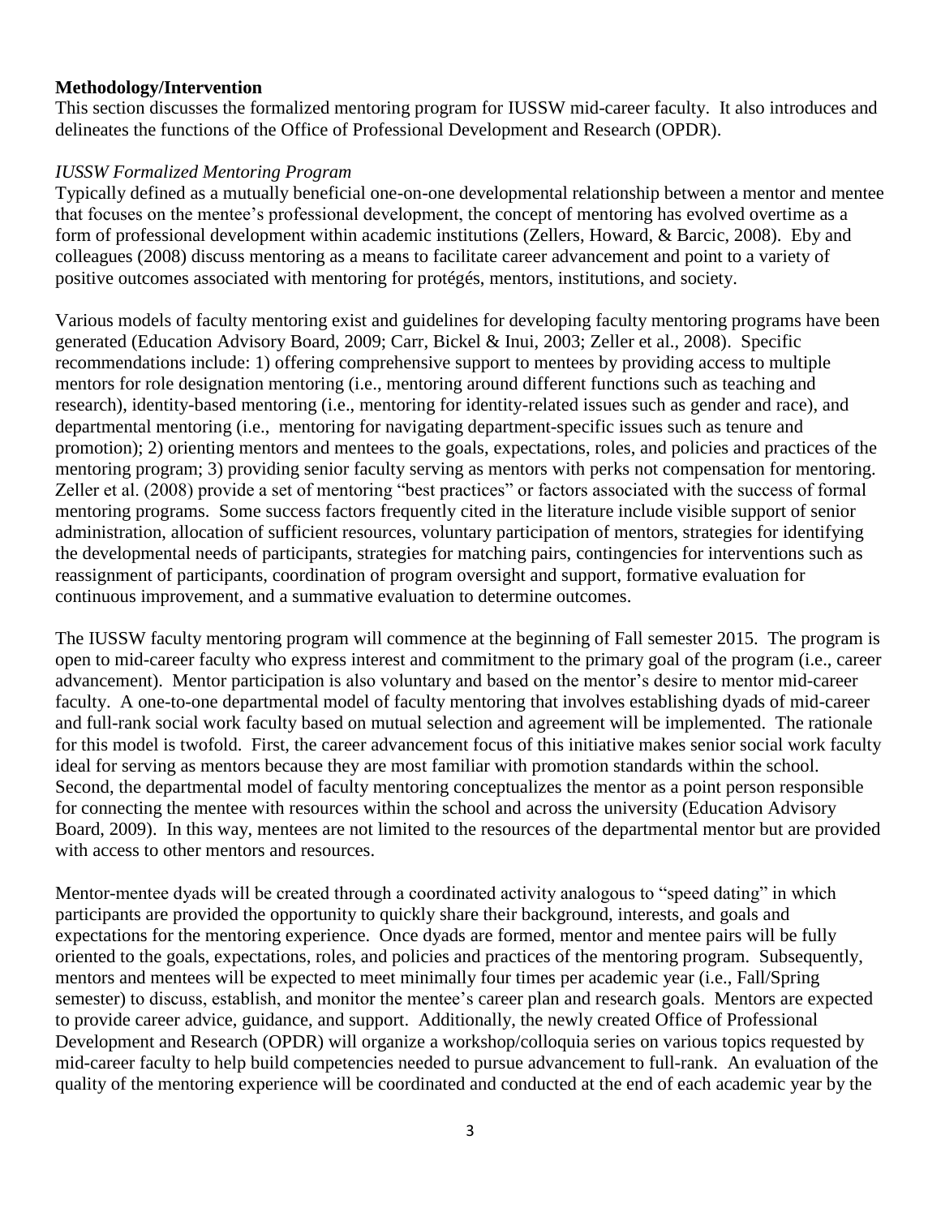**Methodology/Intervention**

This section discusses the formalized mentoring program for IUSSW mid-career faculty. It also introduces and delineates the functions of the Office of Professional Development and Research (OPDR).

*IUSSW Formalized Mentoring Program*

Typically defined as a mutually beneficial one-on-one developmental relationship between a mentor and mentee that focuses on the mentee's professional development, the concept of mentoring has evolved overtime as a form of professional development within academic institutions (Zellers, Howard, & Barcic, 2008). Eby and colleagues (2008) discuss mentoring as a means to facilitate career advancement and point to a variety of positive outcomes associated with mentoring for protégés, mentors, institutions, and society.

Various models of faculty mentoring exist and guidelines for developing faculty mentoring programs have been generated (Education Advisory Board, 2009; Carr, Bickel & Inui, 2003; Zeller et al., 2008). Specific recommendations include: 1) offering comprehensive support to mentees by providing access to multiple mentors for role designation mentoring (i.e., mentoring around different functions such as teaching and research), identity-based mentoring (i.e., mentoring for identity-related issues such as gender and race), and departmental mentoring (i.e., mentoring for navigating department-specific issues such as tenure and promotion); 2) orienting mentors and mentees to the goals, expectations, roles, and policies and practices of the mentoring program; 3) providing senior faculty serving as mentors with perks not compensation for mentoring. Zeller et al. (2008) provide a set of mentoring "best practices" or factors associated with the success of formal mentoring programs. Some success factors frequently cited in the literature include visible support of senior administration, allocation of sufficient resources, voluntary participation of mentors, strategies for identifying the developmental needs of participants, strategies for matching pairs, contingencies for interventions such as reassignment of participants, coordination of program oversight and support, formative evaluation for continuous improvement, and a summative evaluation to determine outcomes.

The IUSSW faculty mentoring program will commence at the beginning of Fall semester 2015. The program is open to mid-career faculty who express interest and commitment to the primary goal of the program (i.e., career advancement). Mentor participation is also voluntary and based on the mentor's desire to mentor mid-career faculty. A one-to-one departmental model of faculty mentoring that involves establishing dyads of mid-career and full-rank social work faculty based on mutual selection and agreement will be implemented. The rationale for this model is twofold. First, the career advancement focus of this initiative makes senior social work faculty ideal for serving as mentors because they are most familiar with promotion standards within the school. Second, the departmental model of faculty mentoring conceptualizes the mentor as a point person responsible for connecting the mentee with resources within the school and across the university (Education Advisory Board, 2009). In this way, mentees are not limited to the resources of the departmental mentor but are provided with access to other mentors and resources.

Mentor-mentee dyads will be created through a coordinated activity analogous to "speed dating" in which participants are provided the opportunity to quickly share their background, interests, and goals and expectations for the mentoring experience. Once dyads are formed, mentor and mentee pairs will be fully oriented to the goals, expectations, roles, and policies and practices of the mentoring program. Subsequently, mentors and mentees will be expected to meet minimally four times per academic year (i.e., Fall/Spring semester) to discuss, establish, and monitor the mentee's career plan and research goals. Mentors are expected to provide career advice, guidance, and support. Additionally, the newly created Office of Professional Development and Research (OPDR) will organize a workshop/colloquia series on various topics requested by mid-career faculty to help build competencies needed to pursue advancement to full-rank. An evaluation of the quality of the mentoring experience will be coordinated and conducted at the end of each academic year by the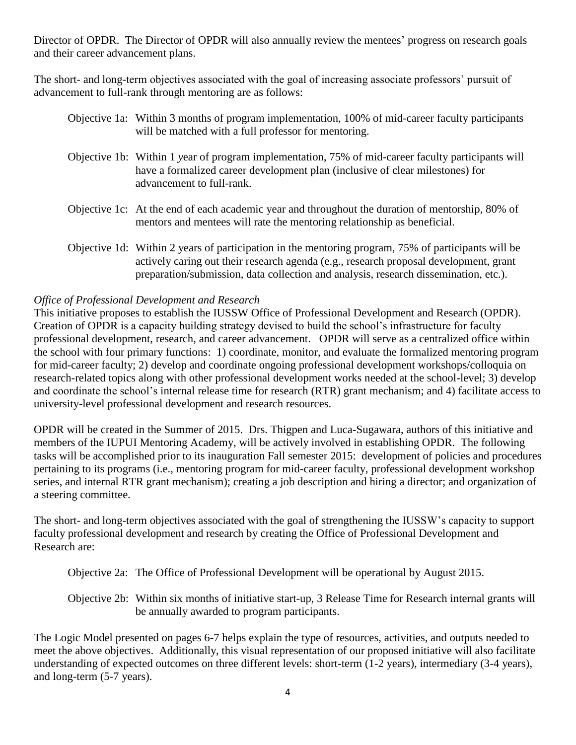Director of OPDR. The Director of OPDR will also annually review the mentees' progress on research goals and their career advancement plans.

The short- and long-term objectives associated with the goal of increasing associate professors' pursuit of advancement to full-rank through mentoring are as follows:

Objective 1a: Within 3 months of program implementation, 100% of mid-career faculty participants will be matched with a full professor for mentoring.

Objective 1b: Within 1 *y*ear of program implementation, 75% of mid-career faculty participants will have a formalized career development plan (inclusive of clear milestones) for advancement to full-rank.

Objective 1c: At the end of each academic year and throughout the duration of mentorship, 80% of mentors and mentees will rate the mentoring relationship as beneficial.

Objective 1d: Within 2 years of participation in the mentoring program, 75% of participants will be actively caring out their research agenda (e.g., research proposal development, grant preparation/submission, data collection and analysis, research dissemination, etc.).

*Office of Professional Development and Research*

This initiative proposes to establish the IUSSW Office of Professional Development and Research (OPDR). Creation of OPDR is a capacity building strategy devised to build the school's infrastructure for faculty professional development, research, and career advancement. OPDR will serve as a centralized office within the school with four primary functions: 1) coordinate, monitor, and evaluate the formalized mentoring program for mid-career faculty; 2) develop and coordinate ongoing professional development workshops/colloquia on research-related topics along with other professional development works needed at the school-level; 3) develop and coordinate the school's internal release time for research (RTR) grant mechanism; and 4) facilitate access to university-level professional development and research resources.

OPDR will be created in the Summer of 2015. Drs. Thigpen and Luca-Sugawara, authors of this initiative and members of the IUPUI Mentoring Academy, will be actively involved in establishing OPDR. The following tasks will be accomplished prior to its inauguration Fall semester 2015: development of policies and procedures pertaining to its programs (i.e., mentoring program for mid-career faculty, professional development workshop series, and internal RTR grant mechanism); creating a job description and hiring a director; and organization of a steering committee.

The short- and long-term objectives associated with the goal of strengthening the IUSSW's capacity to support faculty professional development and research by creating the Office of Professional Development and Research are:

Objective 2a: The Office of Professional Development will be operational by August 2015.

Objective 2b: Within six months of initiative start-up, 3 Release Time for Research internal grants will be annually awarded to program participants.

The Logic Model presented on pages 6-7 helps explain the type of resources, activities, and outputs needed to meet the above objectives. Additionally, this visual representation of our proposed initiative will also facilitate understanding of expected outcomes on three different levels: short-term (1-2 years), intermediary (3-4 years), and long-term (5-7 years).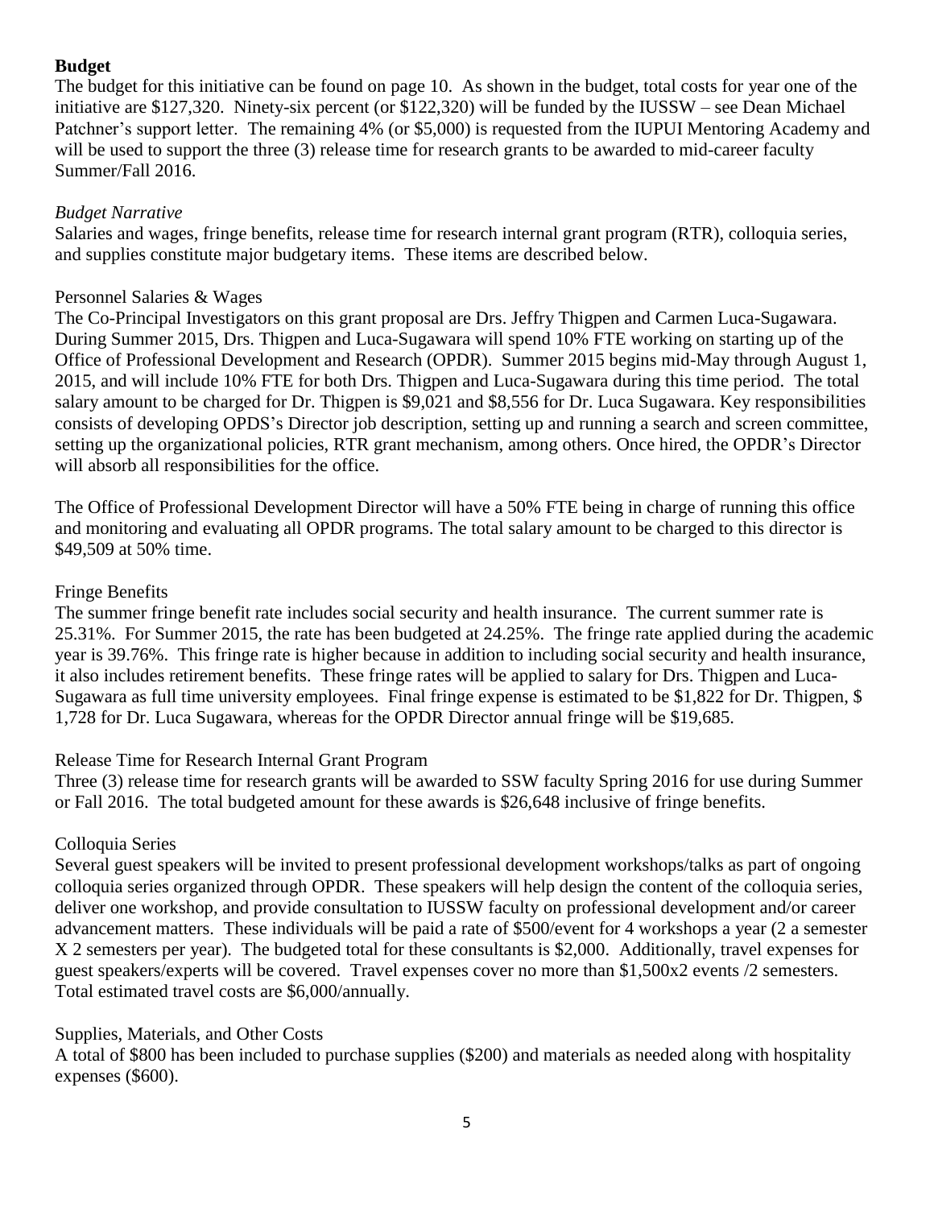## Budget

The budget for this initiative can be found on page 10. As shown in the budget, total costs for year one of the initiative are $127,320. Ninety-six percent (or $122,320) will be funded by the IUSSW – see Dean Michael Patchner's support letter. The remaining 4% (or $5,000) is requested from the IUPUI Mentoring Academy and will be used to support the three (3) release time for research grants to be awarded to mid-career faculty Summer/Fall 2016.

### *Budget Narrative*

Salaries and wages, fringe benefits, release time for research internal grant program (RTR), colloquia series, and supplies constitute major budgetary items. These items are described below.

#### Personnel Salaries & Wages

The Co-Principal Investigators on this grant proposal are Drs. Jeffry Thigpen and Carmen Luca-Sugawara. During Summer 2015, Drs. Thigpen and Luca-Sugawara will spend 10% FTE working on starting up of the Office of Professional Development and Research (OPDR). Summer 2015 begins mid-May through August 1, 2015, and will include 10% FTE for both Drs. Thigpen and Luca-Sugawara during this time period. The total salary amount to be charged for Dr. Thigpen is $9,021 and $8,556 for Dr. Luca Sugawara. Key responsibilities consists of developing OPDS's Director job description, setting up and running a search and screen committee, setting up the organizational policies, RTR grant mechanism, among others. Once hired, the OPDR's Director will absorb all responsibilities for the office.

The Office of Professional Development Director will have a 50% FTE being in charge of running this office and monitoring and evaluating all OPDR programs. The total salary amount to be charged to this director is $49,509 at 50% time.

#### Fringe Benefits

The summer fringe benefit rate includes social security and health insurance. The current summer rate is 25.31%. For Summer 2015, the rate has been budgeted at 24.25%. The fringe rate applied during the academic year is 39.76%. This fringe rate is higher because in addition to including social security and health insurance, it also includes retirement benefits. These fringe rates will be applied to salary for Drs. Thigpen and Luca-Sugawara as full time university employees. Final fringe expense is estimated to be $1,822 for Dr. Thigpen, $ 1,728 for Dr. Luca Sugawara, whereas for the OPDR Director annual fringe will be $19,685.

#### Release Time for Research Internal Grant Program

Three (3) release time for research grants will be awarded to SSW faculty Spring 2016 for use during Summer or Fall 2016. The total budgeted amount for these awards is $26,648 inclusive of fringe benefits.

#### Colloquia Series

Several guest speakers will be invited to present professional development workshops/talks as part of ongoing colloquia series organized through OPDR. These speakers will help design the content of the colloquia series, deliver one workshop, and provide consultation to IUSSW faculty on professional development and/or career advancement matters. These individuals will be paid a rate of $500/event for 4 workshops a year (2 a semester X 2 semesters per year). The budgeted total for these consultants is $2,000. Additionally, travel expenses for guest speakers/experts will be covered. Travel expenses cover no more than $1,500x2 events /2 semesters. Total estimated travel costs are $6,000/annually.

#### Supplies, Materials, and Other Costs

A total of $800 has been included to purchase supplies ($200) and materials as needed along with hospitality expenses ($600).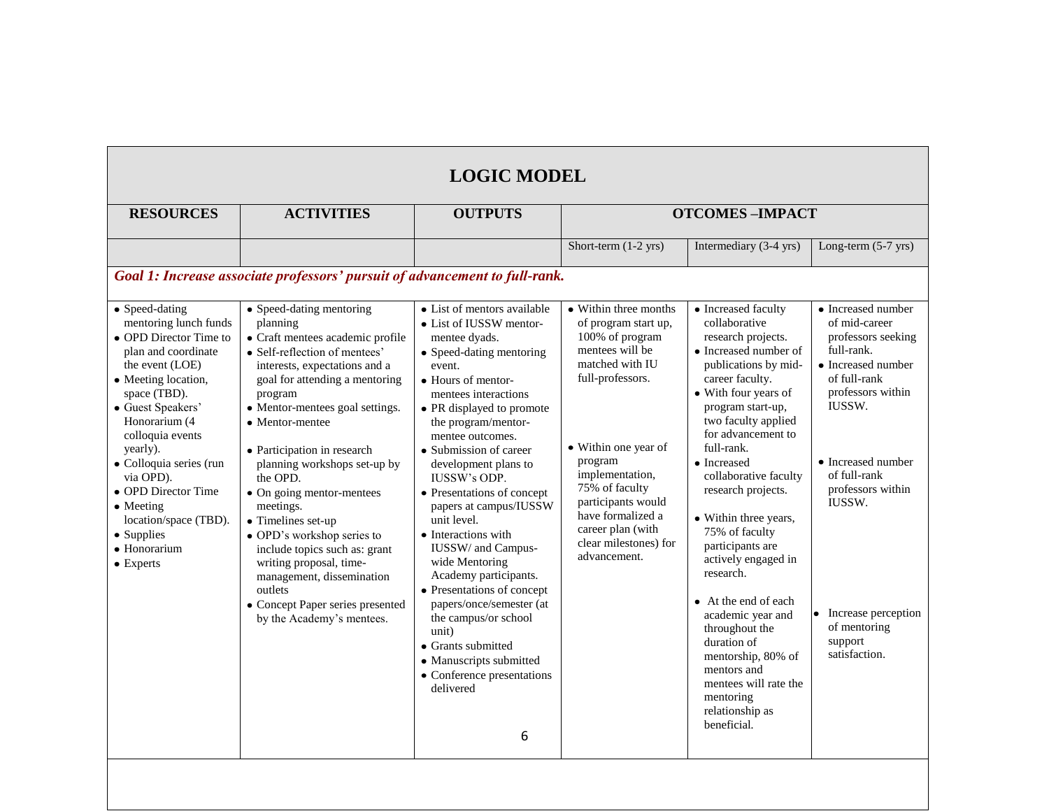# LOGIC MODEL

| RESOURCES | ACTIVITIES | OUTPUTS | OTCOMES –IMPACT | | |
|---|---|---|---|---|---|
| | | | Short-term (1-2 yrs) | Intermediary (3-4 yrs) | Long-term (5-7 yrs) |
| ***Goal 1: Increase associate professors' pursuit of advancement to full-rank.*** | | | | | |
| • Speed-dating mentoring lunch funds<br>• OPD Director Time to plan and coordinate the event (LOE)<br>• Meeting location, space (TBD).<br>• Guest Speakers' Honorarium (4 colloquia events yearly).<br>• Colloquia series (run via OPD).<br>• OPD Director Time<br>• Meeting location/space (TBD).<br>• Supplies<br>• Honorarium<br>• Experts | • Speed-dating mentoring planning<br>• Craft mentees academic profile<br>• Self-reflection of mentees' interests, expectations and a goal for attending a mentoring program<br>• Mentor-mentees goal settings.<br>• Mentor-mentee<br><br>• Participation in research planning workshops set-up by the OPD.<br>• On going mentor-mentees meetings.<br>• Timelines set-up<br>• OPD's workshop series to include topics such as: grant writing proposal, time-management, dissemination outlets<br>• Concept Paper series presented by the Academy's mentees. | • List of mentors available<br>• List of IUSSW mentor-mentee dyads.<br>• Speed-dating mentoring event.<br>• Hours of mentor-mentees interactions<br>• PR displayed to promote the program/mentor-mentee outcomes.<br>• Submission of career development plans to IUSSW's ODP.<br>• Presentations of concept papers at campus/IUSSW unit level.<br>• Interactions with IUSSW/ and Campus-wide Mentoring Academy participants.<br>• Presentations of concept papers/once/semester (at the campus/or school unit)<br>• Grants submitted<br>• Manuscripts submitted<br>• Conference presentations delivered | • Within three months of program start up, 100% of program mentees will be matched with IU full-professors.<br><br>• Within one year of program implementation, 75% of faculty participants would have formalized a career plan (with clear milestones) for advancement. | • Increased faculty collaborative research projects.<br>• Increased number of publications by mid-career faculty.<br>• With four years of program start-up, two faculty applied for advancement to full-rank.<br>• Increased collaborative faculty research projects.<br><br>• Within three years, 75% of faculty participants are actively engaged in research.<br><br>• At the end of each academic year and throughout the duration of mentorship, 80% of mentors and mentees will rate the mentoring relationship as beneficial. | • Increased number of mid-career professors seeking full-rank.<br>• Increased number of full-rank professors within IUSSW.<br><br>• Increased number of full-rank professors within IUSSW.<br><br>• Increase perception of mentoring support satisfaction. |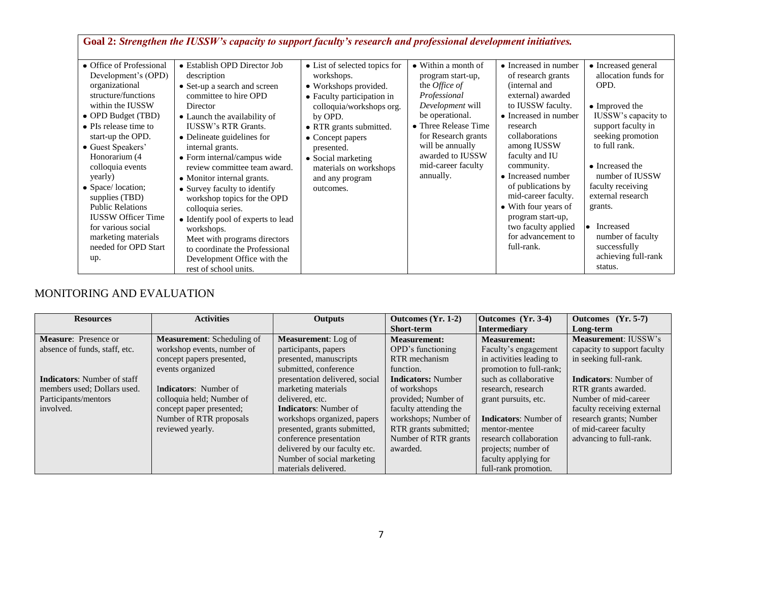| Goal 2: *Strengthen the IUSSW's capacity to support faculty's research and professional development initiatives.* | | | | | |
|---|---|---|---|---|---|
| • Office of Professional Development's (OPD) organizational structure/functions within the IUSSW<br>• OPD Budget (TBD)<br>• PIs release time to start-up the OPD.<br>• Guest Speakers' Honorarium (4 colloquia events yearly)<br>• Space/ location; supplies (TBD) Public Relations IUSSW Officer Time for various social marketing materials needed for OPD Start up. | • Establish OPD Director Job description<br>• Set-up a search and screen committee to hire OPD Director<br>• Launch the availability of IUSSW's RTR Grants.<br>• Delineate guidelines for internal grants.<br>• Form internal/campus wide review committee team award.<br>• Monitor internal grants.<br>• Survey faculty to identify workshop topics for the OPD colloquia series.<br>• Identify pool of experts to lead workshops.<br>Meet with programs directors to coordinate the Professional Development Office with the rest of school units. | • List of selected topics for workshops.<br>• Workshops provided.<br>• Faculty participation in colloquia/workshops org. by OPD.<br>• RTR grants submitted.<br>• Concept papers presented.<br>• Social marketing materials on workshops and any program outcomes. | • Within a month of program start-up, the *Office of Professional Development* will be operational.<br>• Three Release Time for Research grants will be annually awarded to IUSSW mid-career faculty annually. | • Increased in number of research grants (internal and external) awarded to IUSSW faculty.<br>• Increased in number research collaborations among IUSSW faculty and IU community.<br>• Increased number of publications by mid-career faculty.<br>• With four years of program start-up, two faculty applied for advancement to full-rank. | • Increased general allocation funds for OPD.<br>• Improved the IUSSW's capacity to support faculty in seeking promotion to full rank.<br>• Increased the number of IUSSW faculty receiving external research grants.<br>• Increased number of faculty successfully achieving full-rank status. |

## MONITORING AND EVALUATION

| Resources | Activities | Outputs | Outcomes (Yr. 1-2) Short-term | Outcomes (Yr. 3-4) Intermediary | Outcomes (Yr. 5-7) Long-term |
|---|---|---|---|---|---|
| **Measure**: Presence or absence of funds, staff, etc.<br><br>**Indicators**: Number of staff members used; Dollars used. Participants/mentors involved. | **Measurement**: Scheduling of workshop events, number of concept papers presented, events organized<br><br>**Indicators**: Number of colloquia held; Number of concept paper presented; Number of RTR proposals reviewed yearly. | **Measurement**: Log of participants, papers presented, manuscripts submitted, conference presentation delivered, social marketing materials delivered, etc.<br>**Indicators**: Number of workshops organized, papers presented, grants submitted, conference presentation delivered by our faculty etc. Number of social marketing materials delivered. | **Measurement:** OPD's functioning RTR mechanism function.<br>**Indicators:** Number of workshops provided; Number of faculty attending the workshops; Number of RTR grants submitted; Number of RTR grants awarded. | **Measurement:** Faculty's engagement in activities leading to promotion to full-rank; such as collaborative research, research grant pursuits, etc.<br><br>**Indicators**: Number of mentor-mentee research collaboration projects; number of faculty applying for full-rank promotion. | **Measurement**: IUSSW's capacity to support faculty in seeking full-rank.<br><br>**Indicators**: Number of RTR grants awarded. Number of mid-career faculty receiving external research grants; Number of mid-career faculty advancing to full-rank. |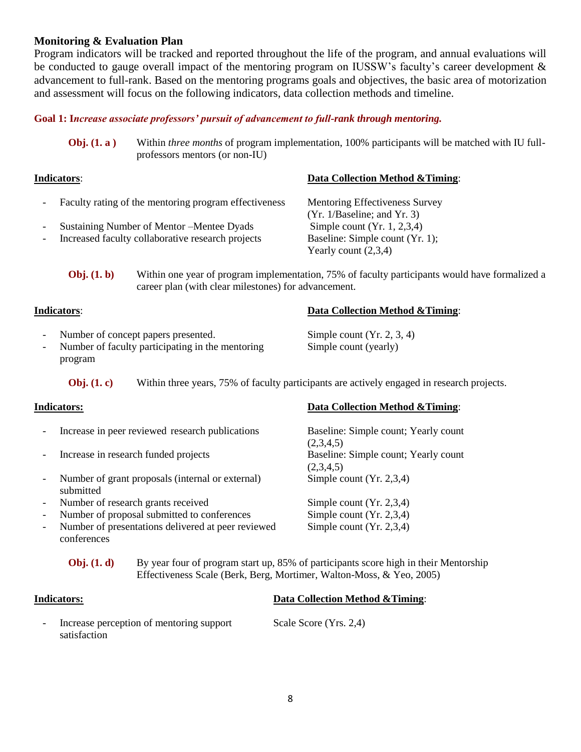## Monitoring & Evaluation Plan

Program indicators will be tracked and reported throughout the life of the program, and annual evaluations will be conducted to gauge overall impact of the mentoring program on IUSSW's faculty's career development & advancement to full-rank. Based on the mentoring programs goals and objectives, the basic area of motorization and assessment will focus on the following indicators, data collection methods and timeline.

### Goal 1: I*ncrease associate professors' pursuit of advancement to full-rank through mentoring.*

**Obj. (1. a )** Within *three months* of program implementation, 100% participants will be matched with IU full-professors mentors (or non-IU)

| **Indicators**: | **Data Collection Method &Timing**: |
|---|---|
| - Faculty rating of the mentoring program effectiveness | Mentoring Effectiveness Survey (Yr. 1/Baseline; and Yr. 3) |
| - Sustaining Number of Mentor –Mentee Dyads | Simple count (Yr. 1, 2,3,4) |
| - Increased faculty collaborative research projects | Baseline: Simple count (Yr. 1); Yearly count (2,3,4) |

**Obj. (1. b)** Within one year of program implementation, 75% of faculty participants would have formalized a career plan (with clear milestones) for advancement.

| **Indicators**: | **Data Collection Method &Timing**: |
|---|---|
| - Number of concept papers presented. | Simple count (Yr. 2, 3, 4) |
| - Number of faculty participating in the mentoring program | Simple count (yearly) |

**Obj. (1. c)** Within three years, 75% of faculty participants are actively engaged in research projects.

| **Indicators:** | **Data Collection Method &Timing**: |
|---|---|
| - Increase in peer reviewed research publications | Baseline: Simple count; Yearly count (2,3,4,5) |
| - Increase in research funded projects | Baseline: Simple count; Yearly count (2,3,4,5) |
| - Number of grant proposals (internal or external) submitted | Simple count (Yr. 2,3,4) |
| - Number of research grants received | Simple count (Yr. 2,3,4) |
| - Number of proposal submitted to conferences | Simple count (Yr. 2,3,4) |
| - Number of presentations delivered at peer reviewed conferences | Simple count (Yr. 2,3,4) |

**Obj. (1. d)** By year four of program start up, 85% of participants score high in their Mentorship Effectiveness Scale (Berk, Berg, Mortimer, Walton-Moss, & Yeo, 2005)

| **Indicators:** | **Data Collection Method &Timing**: |
|---|---|
| - Increase perception of mentoring support satisfaction | Scale Score (Yrs. 2,4) |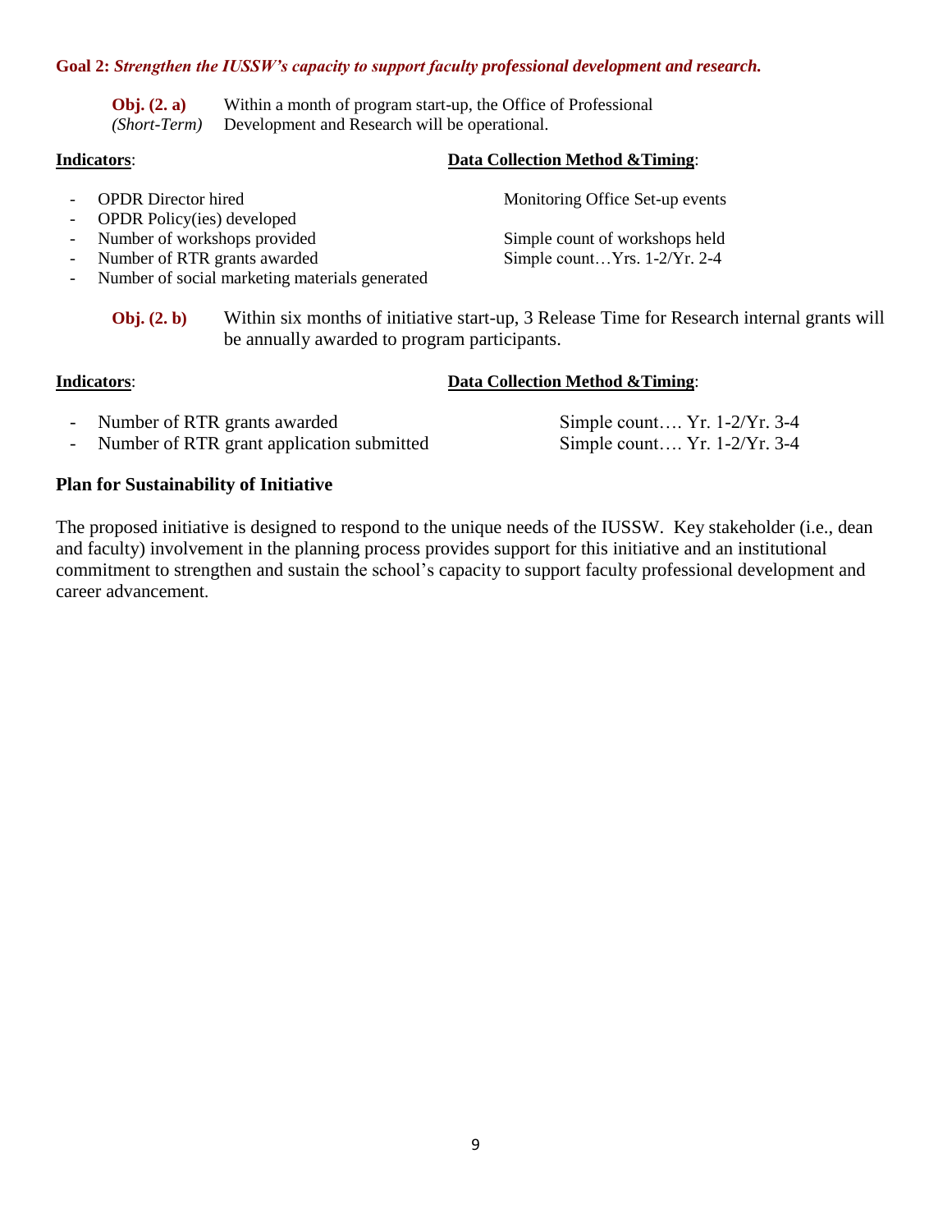**Goal 2:** ***Strengthen the IUSSW's capacity to support faculty professional development and research.***

**Obj. (2. a)** *(Short-Term)* Within a month of program start-up, the Office of Professional Development and Research will be operational.

| **Indicators**: | **Data Collection Method &Timing**: |
| --- | --- |
| - OPDR Director hired | Monitoring Office Set-up events |
| - OPDR Policy(ies) developed | |
| - Number of workshops provided | Simple count of workshops held |
| - Number of RTR grants awarded | Simple count…Yrs. 1-2/Yr. 2-4 |
| - Number of social marketing materials generated | |

**Obj. (2. b)** Within six months of initiative start-up, 3 Release Time for Research internal grants will be annually awarded to program participants.

| **Indicators**: | **Data Collection Method &Timing**: |
| --- | --- |
| - Number of RTR grants awarded | Simple count…. Yr. 1-2/Yr. 3-4 |
| - Number of RTR grant application submitted | Simple count…. Yr. 1-2/Yr. 3-4 |

**Plan for Sustainability of Initiative**

The proposed initiative is designed to respond to the unique needs of the IUSSW. Key stakeholder (i.e., dean and faculty) involvement in the planning process provides support for this initiative and an institutional commitment to strengthen and sustain the school's capacity to support faculty professional development and career advancement.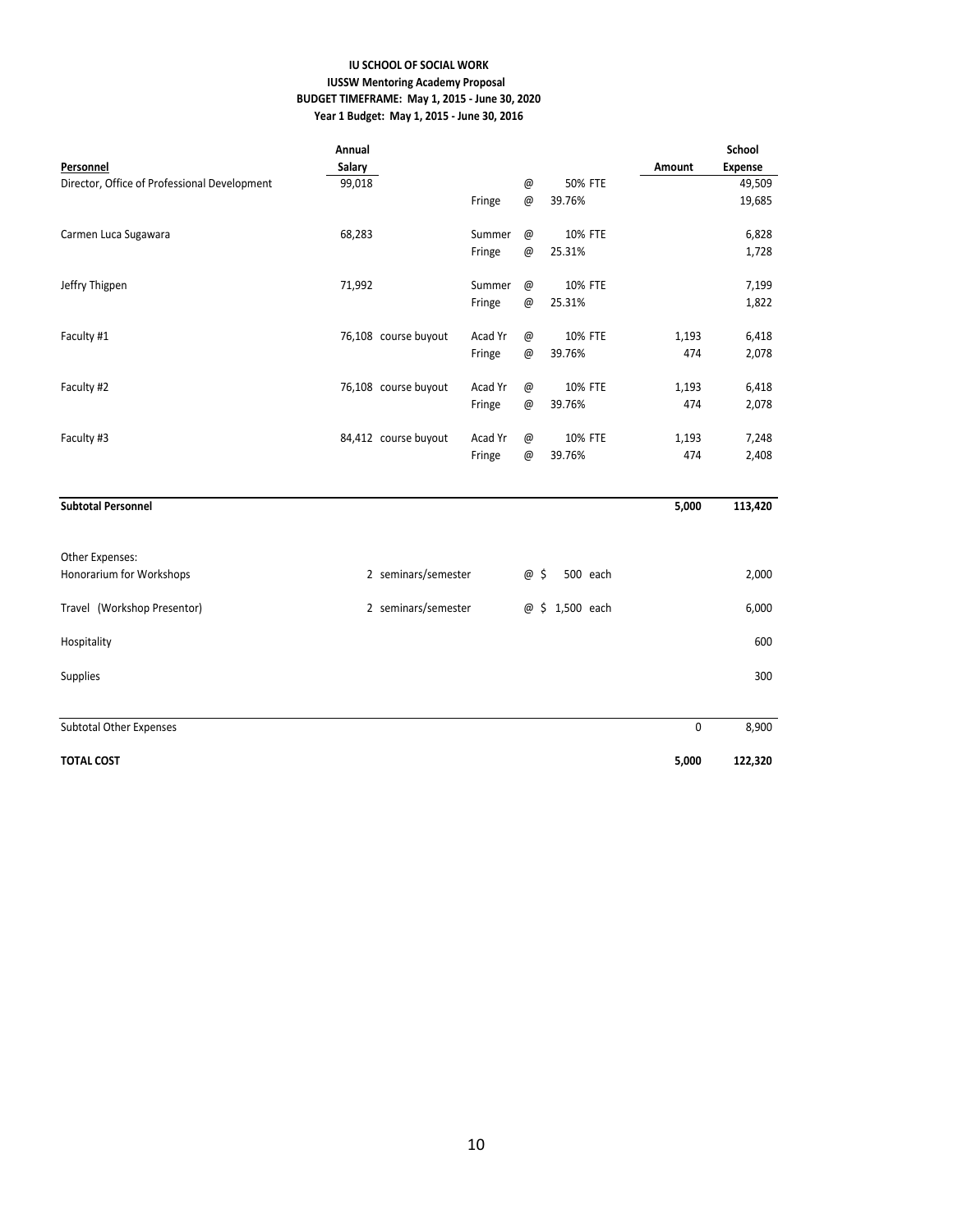**IU SCHOOL OF SOCIAL WORK**
**IUSSW Mentoring Academy Proposal**
**BUDGET TIMEFRAME: May 1, 2015 - June 30, 2020**
**Year 1 Budget: May 1, 2015 - June 30, 2016**

| Personnel | Annual Salary | | | | | Amount | School Expense |
|---|---|---|---|---|---|---|---|
| Director, Office of Professional Development | 99,018 | | | @ | 50% FTE | | 49,509 |
| | | | Fringe | @ | 39.76% | | 19,685 |
| Carmen Luca Sugawara | 68,283 | | Summer | @ | 10% FTE | | 6,828 |
| | | | Fringe | @ | 25.31% | | 1,728 |
| Jeffry Thigpen | 71,992 | | Summer | @ | 10% FTE | | 7,199 |
| | | | Fringe | @ | 25.31% | | 1,822 |
| Faculty #1 | 76,108 | course buyout | Acad Yr | @ | 10% FTE | 1,193 | 6,418 |
| | | | Fringe | @ | 39.76% | 474 | 2,078 |
| Faculty #2 | 76,108 | course buyout | Acad Yr | @ | 10% FTE | 1,193 | 6,418 |
| | | | Fringe | @ | 39.76% | 474 | 2,078 |
| Faculty #3 | 84,412 | course buyout | Acad Yr | @ | 10% FTE | 1,193 | 7,248 |
| | | | Fringe | @ | 39.76% | 474 | 2,408 |
| **Subtotal Personnel** | | | | | | **5,000** | **113,420** |
| Other Expenses: | | | | | | | |
| Honorarium for Workshops | | 2 seminars/semester | | @ $ | 500 each | | 2,000 |
| Travel (Workshop Presentor) | | 2 seminars/semester | | @ $ | 1,500 each | | 6,000 |
| Hospitality | | | | | | | 600 |
| Supplies | | | | | | | 300 |
| Subtotal Other Expenses | | | | | | 0 | 8,900 |
| **TOTAL COST** | | | | | | **5,000** | **122,320** |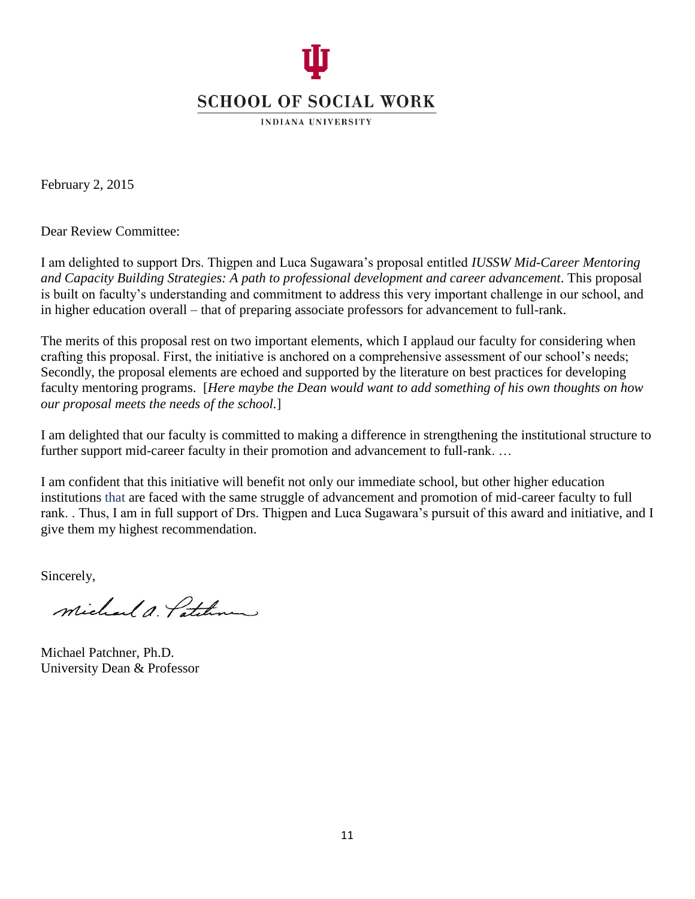SCHOOL OF SOCIAL WORK

INDIANA UNIVERSITY

February 2, 2015

Dear Review Committee:

I am delighted to support Drs. Thigpen and Luca Sugawara's proposal entitled *IUSSW Mid-Career Mentoring and Capacity Building Strategies: A path to professional development and career advancement*. This proposal is built on faculty's understanding and commitment to address this very important challenge in our school, and in higher education overall – that of preparing associate professors for advancement to full-rank.

The merits of this proposal rest on two important elements, which I applaud our faculty for considering when crafting this proposal. First, the initiative is anchored on a comprehensive assessment of our school's needs; Secondly, the proposal elements are echoed and supported by the literature on best practices for developing faculty mentoring programs. [*Here maybe the Dean would want to add something of his own thoughts on how our proposal meets the needs of the school.*]

I am delighted that our faculty is committed to making a difference in strengthening the institutional structure to further support mid-career faculty in their promotion and advancement to full-rank. …

I am confident that this initiative will benefit not only our immediate school, but other higher education institutions that are faced with the same struggle of advancement and promotion of mid-career faculty to full rank. . Thus, I am in full support of Drs. Thigpen and Luca Sugawara's pursuit of this award and initiative, and I give them my highest recommendation.

Sincerely,

Michael Patchner, Ph.D.
University Dean & Professor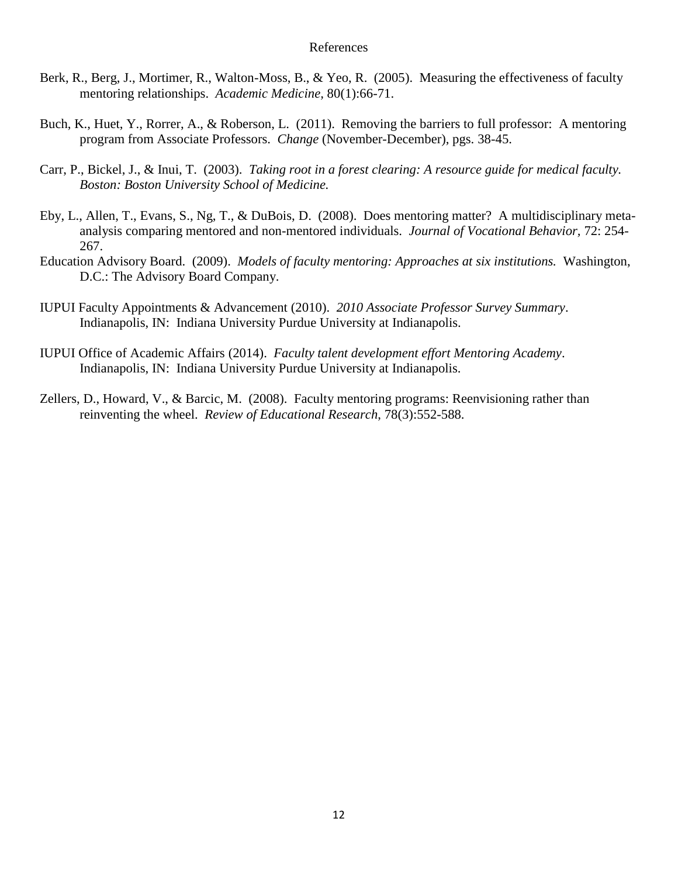# References

Berk, R., Berg, J., Mortimer, R., Walton-Moss, B., & Yeo, R. (2005). Measuring the effectiveness of faculty mentoring relationships. *Academic Medicine,* 80(1):66-71.

Buch, K., Huet, Y., Rorrer, A., & Roberson, L. (2011). Removing the barriers to full professor: A mentoring program from Associate Professors. *Change* (November-December), pgs. 38-45.

Carr, P., Bickel, J., & Inui, T. (2003). *Taking root in a forest clearing: A resource guide for medical faculty. Boston: Boston University School of Medicine.*

Eby, L., Allen, T., Evans, S., Ng, T., & DuBois, D. (2008). Does mentoring matter? A multidisciplinary meta-analysis comparing mentored and non-mentored individuals. *Journal of Vocational Behavior,* 72: 254-267.

Education Advisory Board. (2009). *Models of faculty mentoring: Approaches at six institutions.* Washington, D.C.: The Advisory Board Company.

IUPUI Faculty Appointments & Advancement (2010). *2010 Associate Professor Survey Summary*. Indianapolis, IN: Indiana University Purdue University at Indianapolis.

IUPUI Office of Academic Affairs (2014). *Faculty talent development effort Mentoring Academy*. Indianapolis, IN: Indiana University Purdue University at Indianapolis.

Zellers, D., Howard, V., & Barcic, M. (2008). Faculty mentoring programs: Reenvisioning rather than reinventing the wheel. *Review of Educational Research*, 78(3):552-588.